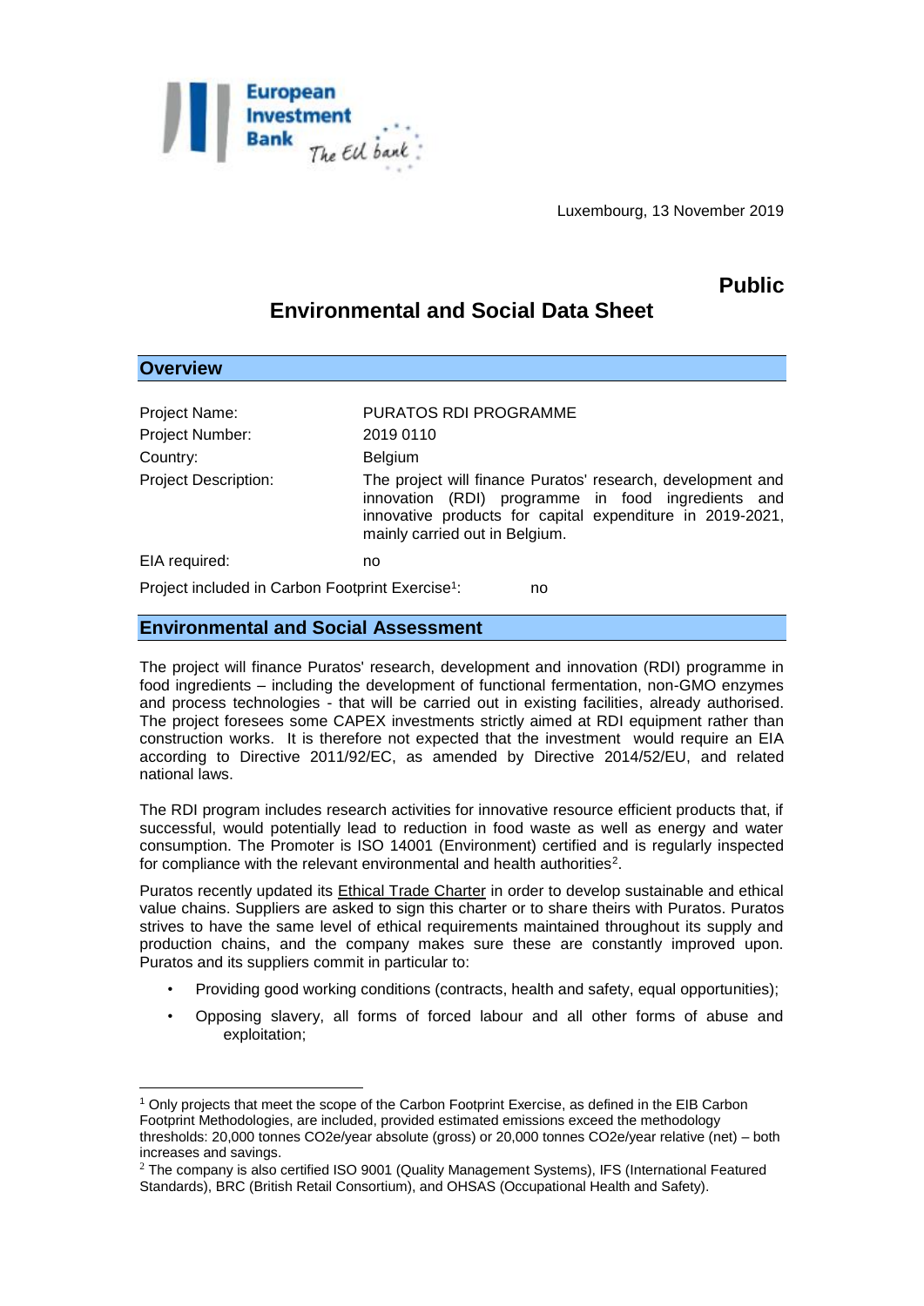European Investment Bank — The EU bank

Luxembourg, 13 November 2019

**Public**

# Environmental and Social Data Sheet

## Overview

| | |
|---|---|
| Project Name: | PURATOS RDI PROGRAMME |
| Project Number: | 2019 0110 |
| Country: | Belgium |
| Project Description: | The project will finance Puratos' research, development and innovation (RDI) programme in food ingredients and innovative products for capital expenditure in 2019-2021, mainly carried out in Belgium. |
| EIA required: | no |
| Project included in Carbon Footprint Exercise[1]: | no |

## Environmental and Social Assessment

The project will finance Puratos' research, development and innovation (RDI) programme in food ingredients – including the development of functional fermentation, non-GMO enzymes and process technologies - that will be carried out in existing facilities, already authorised. The project foresees some CAPEX investments strictly aimed at RDI equipment rather than construction works. It is therefore not expected that the investment would require an EIA according to Directive 2011/92/EC, as amended by Directive 2014/52/EU, and related national laws.

The RDI program includes research activities for innovative resource efficient products that, if successful, would potentially lead to reduction in food waste as well as energy and water consumption. The Promoter is ISO 14001 (Environment) certified and is regularly inspected for compliance with the relevant environmental and health authorities[2].

Puratos recently updated its Ethical Trade Charter in order to develop sustainable and ethical value chains. Suppliers are asked to sign this charter or to share theirs with Puratos. Puratos strives to have the same level of ethical requirements maintained throughout its supply and production chains, and the company makes sure these are constantly improved upon. Puratos and its suppliers commit in particular to:

- Providing good working conditions (contracts, health and safety, equal opportunities);
- Opposing slavery, all forms of forced labour and all other forms of abuse and exploitation;

---

[1] Only projects that meet the scope of the Carbon Footprint Exercise, as defined in the EIB Carbon Footprint Methodologies, are included, provided estimated emissions exceed the methodology thresholds: 20,000 tonnes CO2e/year absolute (gross) or 20,000 tonnes CO2e/year relative (net) – both increases and savings.

[2] The company is also certified ISO 9001 (Quality Management Systems), IFS (International Featured Standards), BRC (British Retail Consortium), and OHSAS (Occupational Health and Safety).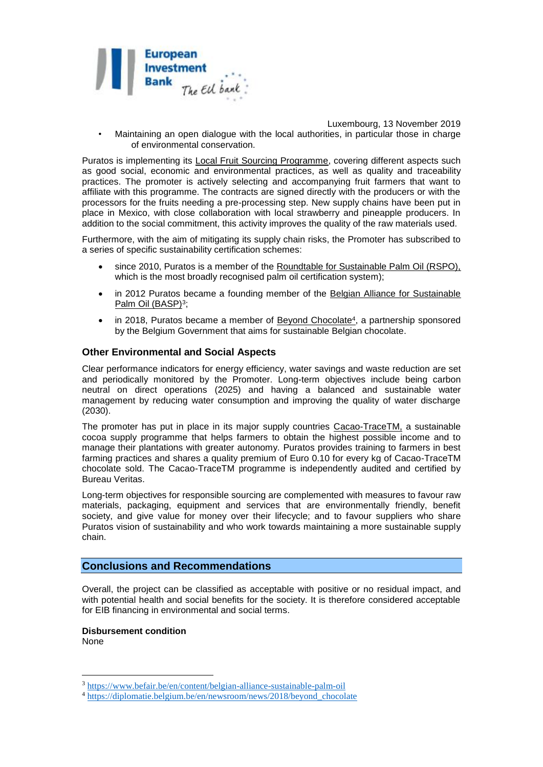- Maintaining an open dialogue with the local authorities, in particular those in charge of environmental conservation.

Puratos is implementing its Local Fruit Sourcing Programme, covering different aspects such as good social, economic and environmental practices, as well as quality and traceability practices. The promoter is actively selecting and accompanying fruit farmers that want to affiliate with this programme. The contracts are signed directly with the producers or with the processors for the fruits needing a pre-processing step. New supply chains have been put in place in Mexico, with close collaboration with local strawberry and pineapple producers. In addition to the social commitment, this activity improves the quality of the raw materials used.

Furthermore, with the aim of mitigating its supply chain risks, the Promoter has subscribed to a series of specific sustainability certification schemes:

- since 2010, Puratos is a member of the Roundtable for Sustainable Palm Oil (RSPO), which is the most broadly recognised palm oil certification system);
- in 2012 Puratos became a founding member of the Belgian Alliance for Sustainable Palm Oil (BASP)[3];
- in 2018, Puratos became a member of Beyond Chocolate[4], a partnership sponsored by the Belgium Government that aims for sustainable Belgian chocolate.

### Other Environmental and Social Aspects

Clear performance indicators for energy efficiency, water savings and waste reduction are set and periodically monitored by the Promoter. Long-term objectives include being carbon neutral on direct operations (2025) and having a balanced and sustainable water management by reducing water consumption and improving the quality of water discharge (2030).

The promoter has put in place in its major supply countries Cacao-TraceTM, a sustainable cocoa supply programme that helps farmers to obtain the highest possible income and to manage their plantations with greater autonomy. Puratos provides training to farmers in best farming practices and shares a quality premium of Euro 0.10 for every kg of Cacao-TraceTM chocolate sold. The Cacao-TraceTM programme is independently audited and certified by Bureau Veritas.

Long-term objectives for responsible sourcing are complemented with measures to favour raw materials, packaging, equipment and services that are environmentally friendly, benefit society, and give value for money over their lifecycle; and to favour suppliers who share Puratos vision of sustainability and who work towards maintaining a more sustainable supply chain.

## Conclusions and Recommendations

Overall, the project can be classified as acceptable with positive or no residual impact, and with potential health and social benefits for the society. It is therefore considered acceptable for EIB financing in environmental and social terms.

**Disbursement condition**
None

[3] https://www.befair.be/en/content/belgian-alliance-sustainable-palm-oil

[4] https://diplomatie.belgium.be/en/newsroom/news/2018/beyond_chocolate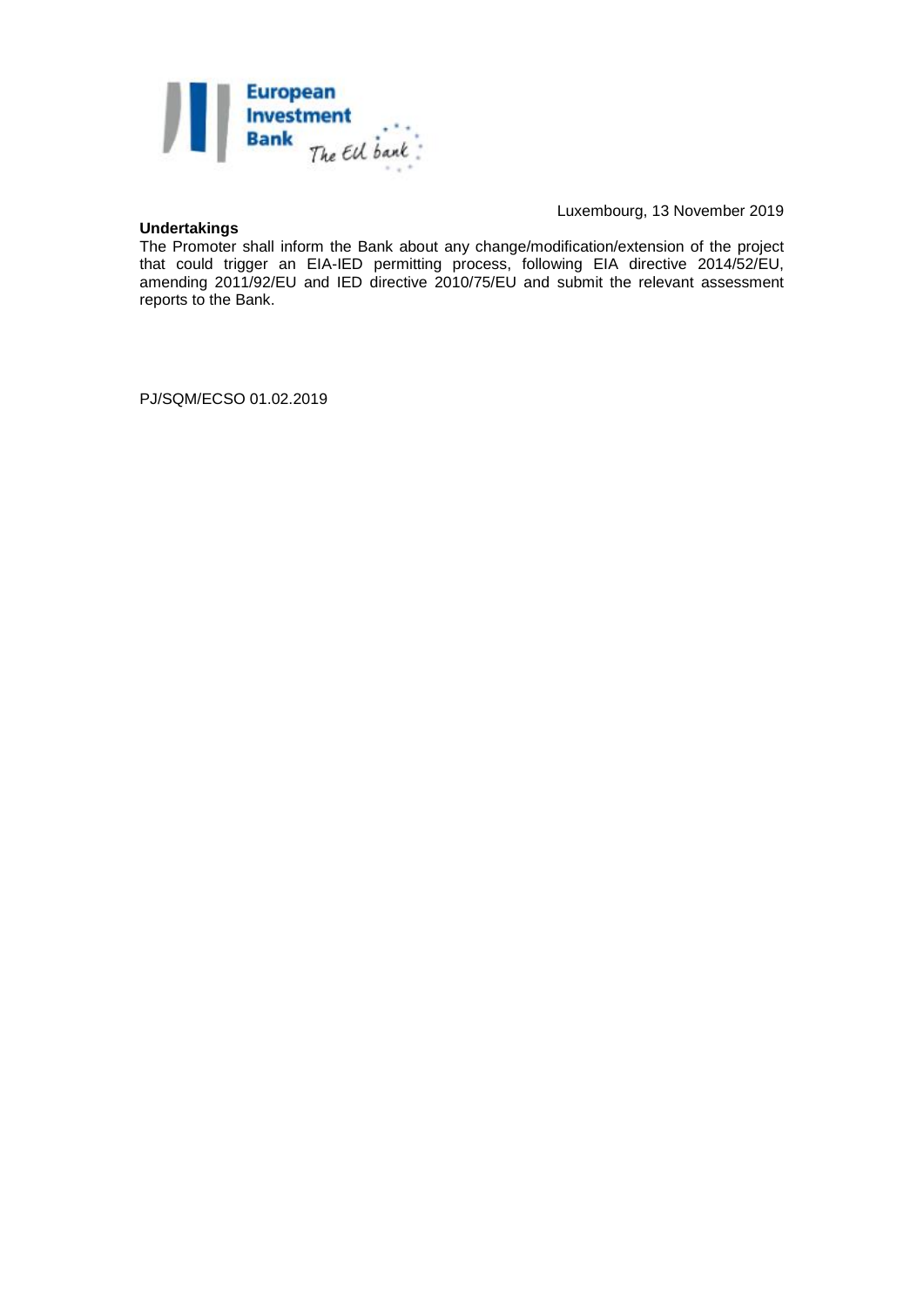Luxembourg, 13 November 2019

**Undertakings**

The Promoter shall inform the Bank about any change/modification/extension of the project that could trigger an EIA-IED permitting process, following EIA directive 2014/52/EU, amending 2011/92/EU and IED directive 2010/75/EU and submit the relevant assessment reports to the Bank.

PJ/SQM/ECSO 01.02.2019